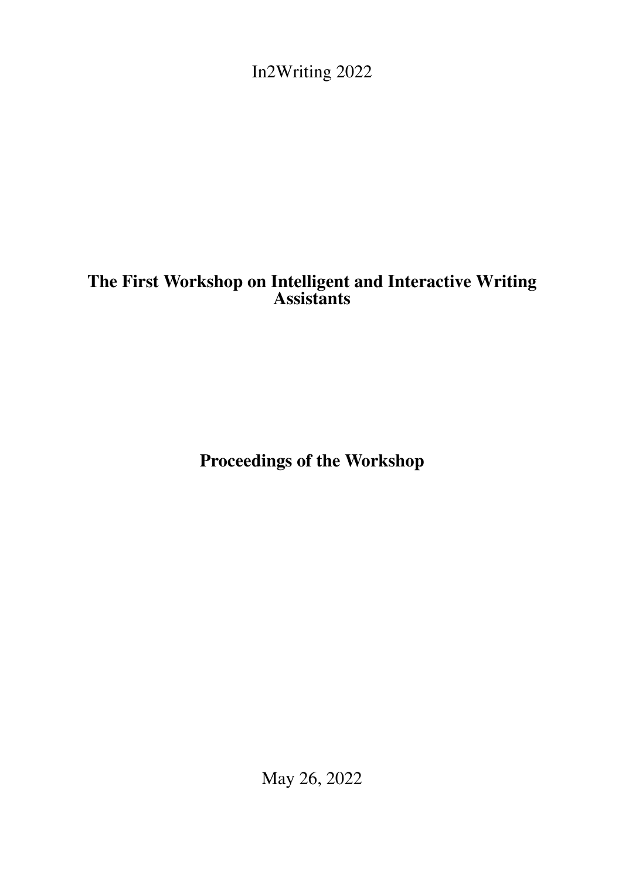In2Writing 2022

# The First Workshop on Intelligent and Interactive Writing Assistants

## Proceedings of the Workshop

May 26, 2022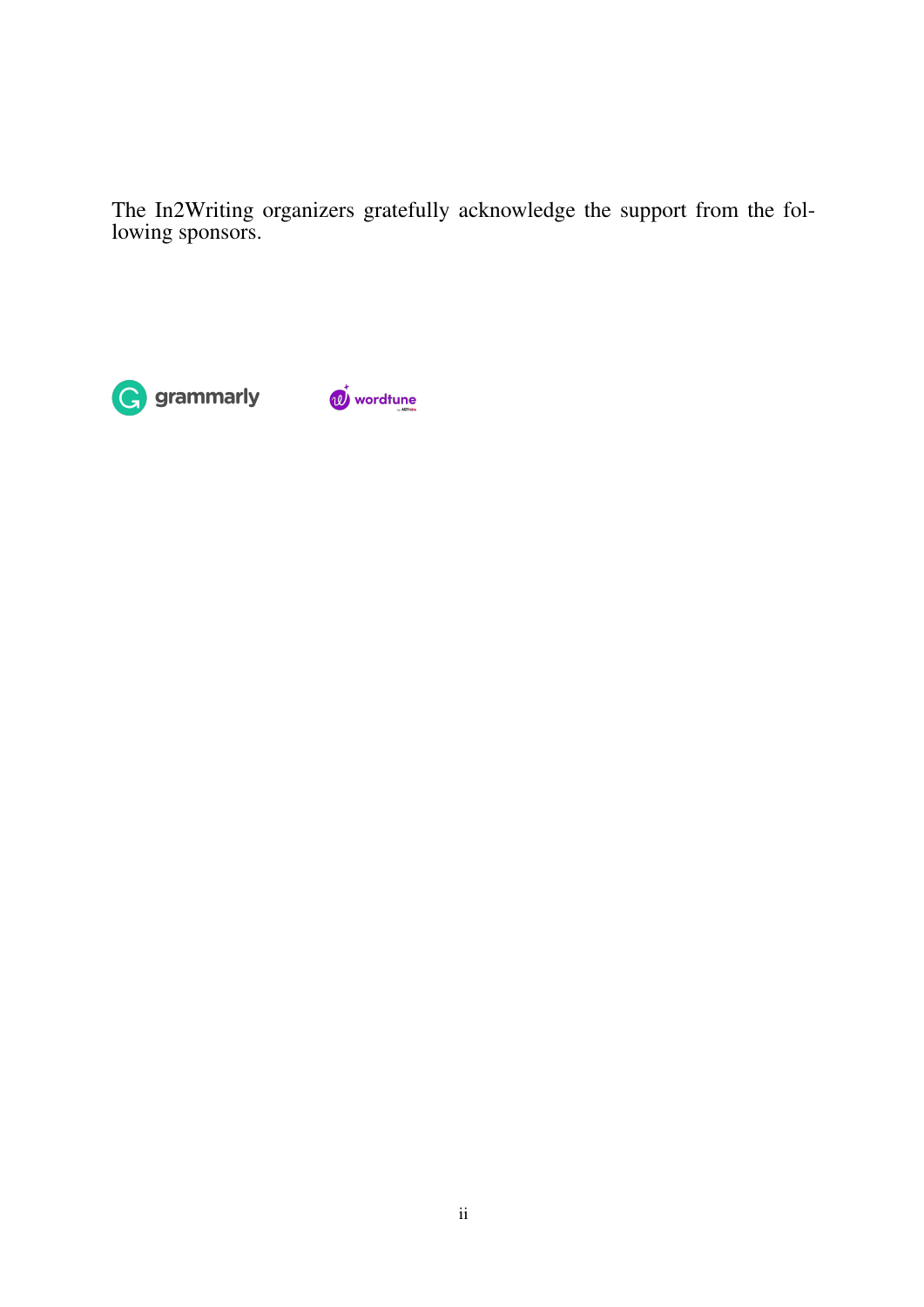The In2Writing organizers gratefully acknowledge the support from the following sponsors.

grammarly

wordtune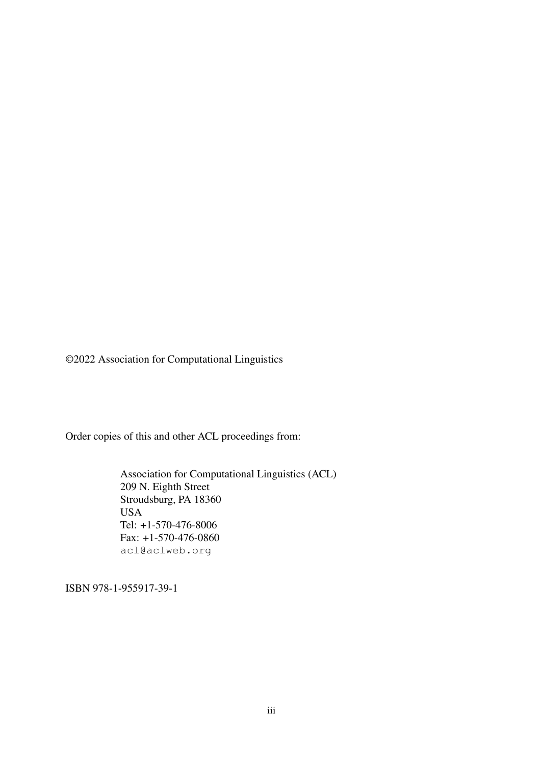©2022 Association for Computational Linguistics

Order copies of this and other ACL proceedings from:

Association for Computational Linguistics (ACL)
209 N. Eighth Street
Stroudsburg, PA 18360
USA
Tel: +1-570-476-8006
Fax: +1-570-476-0860
acl@aclweb.org

ISBN 978-1-955917-39-1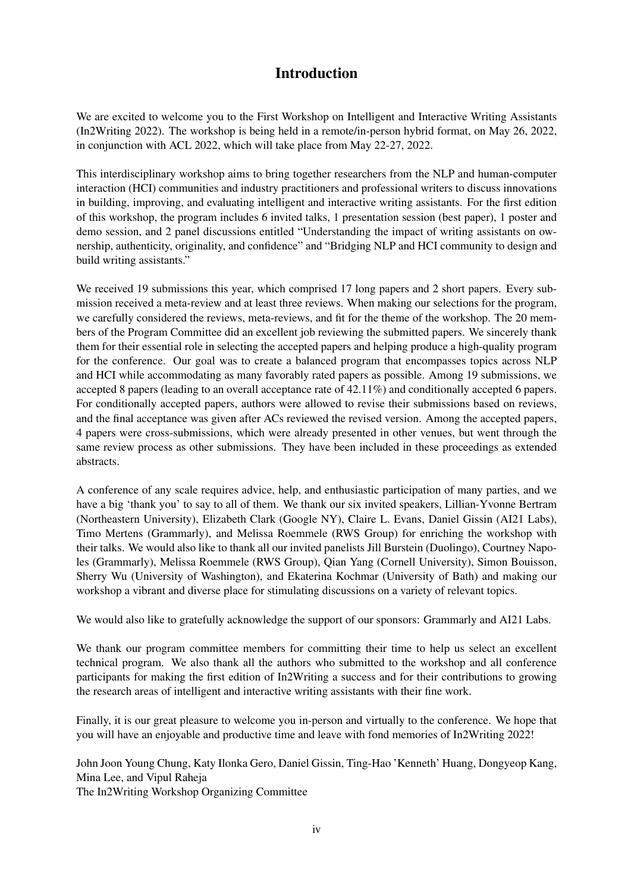# Introduction

We are excited to welcome you to the First Workshop on Intelligent and Interactive Writing Assistants (In2Writing 2022). The workshop is being held in a remote/in-person hybrid format, on May 26, 2022, in conjunction with ACL 2022, which will take place from May 22-27, 2022.

This interdisciplinary workshop aims to bring together researchers from the NLP and human-computer interaction (HCI) communities and industry practitioners and professional writers to discuss innovations in building, improving, and evaluating intelligent and interactive writing assistants. For the first edition of this workshop, the program includes 6 invited talks, 1 presentation session (best paper), 1 poster and demo session, and 2 panel discussions entitled "Understanding the impact of writing assistants on ownership, authenticity, originality, and confidence" and "Bridging NLP and HCI community to design and build writing assistants."

We received 19 submissions this year, which comprised 17 long papers and 2 short papers. Every submission received a meta-review and at least three reviews. When making our selections for the program, we carefully considered the reviews, meta-reviews, and fit for the theme of the workshop. The 20 members of the Program Committee did an excellent job reviewing the submitted papers. We sincerely thank them for their essential role in selecting the accepted papers and helping produce a high-quality program for the conference. Our goal was to create a balanced program that encompasses topics across NLP and HCI while accommodating as many favorably rated papers as possible. Among 19 submissions, we accepted 8 papers (leading to an overall acceptance rate of 42.11%) and conditionally accepted 6 papers. For conditionally accepted papers, authors were allowed to revise their submissions based on reviews, and the final acceptance was given after ACs reviewed the revised version. Among the accepted papers, 4 papers were cross-submissions, which were already presented in other venues, but went through the same review process as other submissions. They have been included in these proceedings as extended abstracts.

A conference of any scale requires advice, help, and enthusiastic participation of many parties, and we have a big 'thank you' to say to all of them. We thank our six invited speakers, Lillian-Yvonne Bertram (Northeastern University), Elizabeth Clark (Google NY), Claire L. Evans, Daniel Gissin (AI21 Labs), Timo Mertens (Grammarly), and Melissa Roemmele (RWS Group) for enriching the workshop with their talks. We would also like to thank all our invited panelists Jill Burstein (Duolingo), Courtney Napoles (Grammarly), Melissa Roemmele (RWS Group), Qian Yang (Cornell University), Simon Bouisson, Sherry Wu (University of Washington), and Ekaterina Kochmar (University of Bath) and making our workshop a vibrant and diverse place for stimulating discussions on a variety of relevant topics.

We would also like to gratefully acknowledge the support of our sponsors: Grammarly and AI21 Labs.

We thank our program committee members for committing their time to help us select an excellent technical program. We also thank all the authors who submitted to the workshop and all conference participants for making the first edition of In2Writing a success and for their contributions to growing the research areas of intelligent and interactive writing assistants with their fine work.

Finally, it is our great pleasure to welcome you in-person and virtually to the conference. We hope that you will have an enjoyable and productive time and leave with fond memories of In2Writing 2022!

John Joon Young Chung, Katy Ilonka Gero, Daniel Gissin, Ting-Hao 'Kenneth' Huang, Dongyeop Kang, Mina Lee, and Vipul Raheja
The In2Writing Workshop Organizing Committee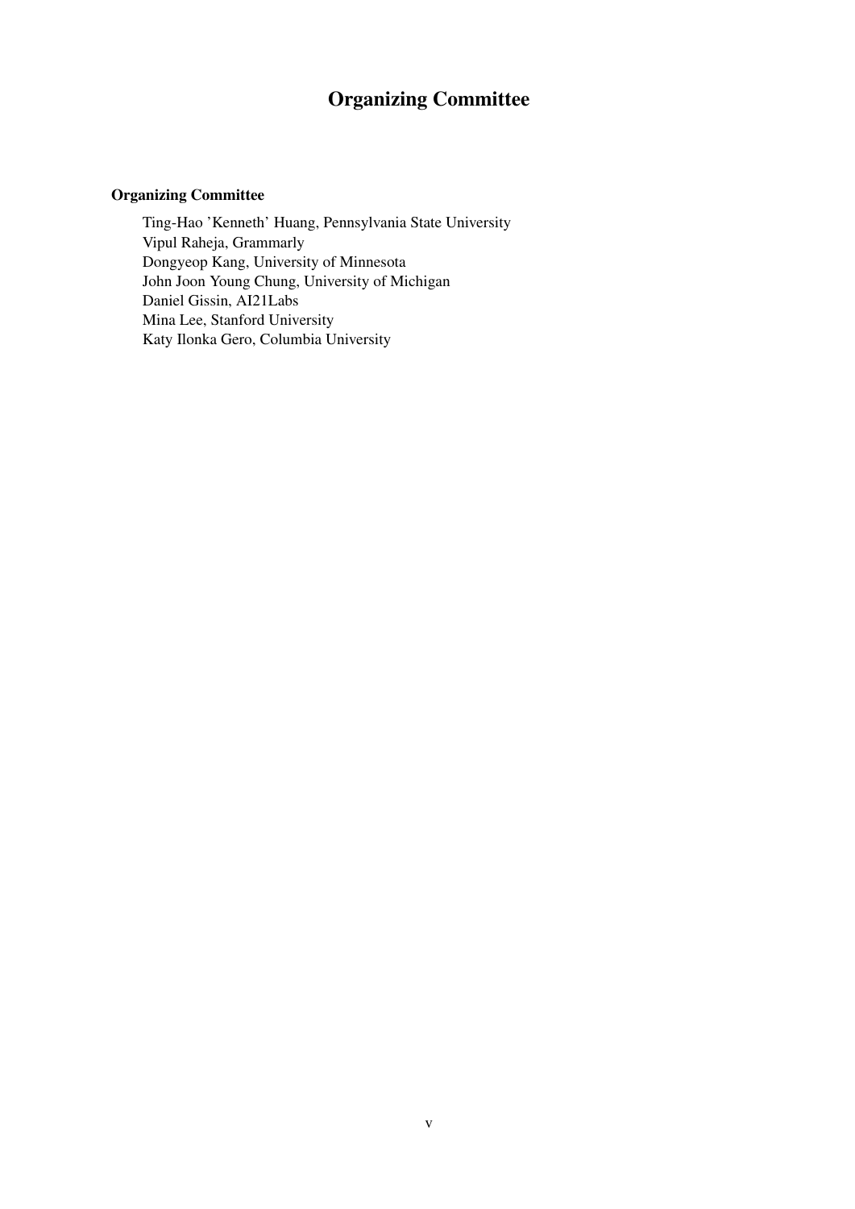# Organizing Committee

**Organizing Committee**

Ting-Hao 'Kenneth' Huang, Pennsylvania State University
Vipul Raheja, Grammarly
Dongyeop Kang, University of Minnesota
John Joon Young Chung, University of Michigan
Daniel Gissin, AI21Labs
Mina Lee, Stanford University
Katy Ilonka Gero, Columbia University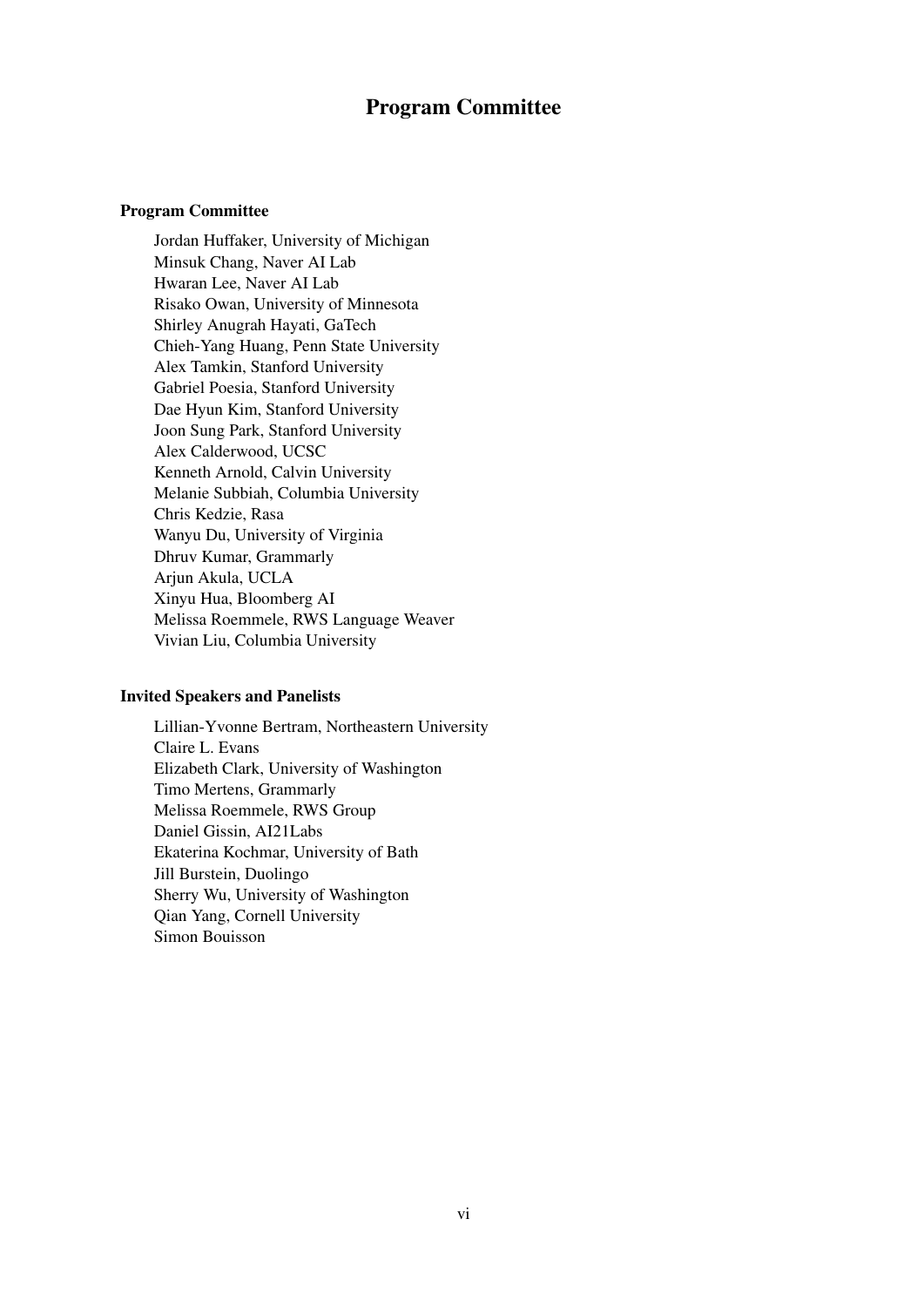# Program Committee

## Program Committee

Jordan Huffaker, University of Michigan
Minsuk Chang, Naver AI Lab
Hwaran Lee, Naver AI Lab
Risako Owan, University of Minnesota
Shirley Anugrah Hayati, GaTech
Chieh-Yang Huang, Penn State University
Alex Tamkin, Stanford University
Gabriel Poesia, Stanford University
Dae Hyun Kim, Stanford University
Joon Sung Park, Stanford University
Alex Calderwood, UCSC
Kenneth Arnold, Calvin University
Melanie Subbiah, Columbia University
Chris Kedzie, Rasa
Wanyu Du, University of Virginia
Dhruv Kumar, Grammarly
Arjun Akula, UCLA
Xinyu Hua, Bloomberg AI
Melissa Roemmele, RWS Language Weaver
Vivian Liu, Columbia University

## Invited Speakers and Panelists

Lillian-Yvonne Bertram, Northeastern University
Claire L. Evans
Elizabeth Clark, University of Washington
Timo Mertens, Grammarly
Melissa Roemmele, RWS Group
Daniel Gissin, AI21Labs
Ekaterina Kochmar, University of Bath
Jill Burstein, Duolingo
Sherry Wu, University of Washington
Qian Yang, Cornell University
Simon Bouisson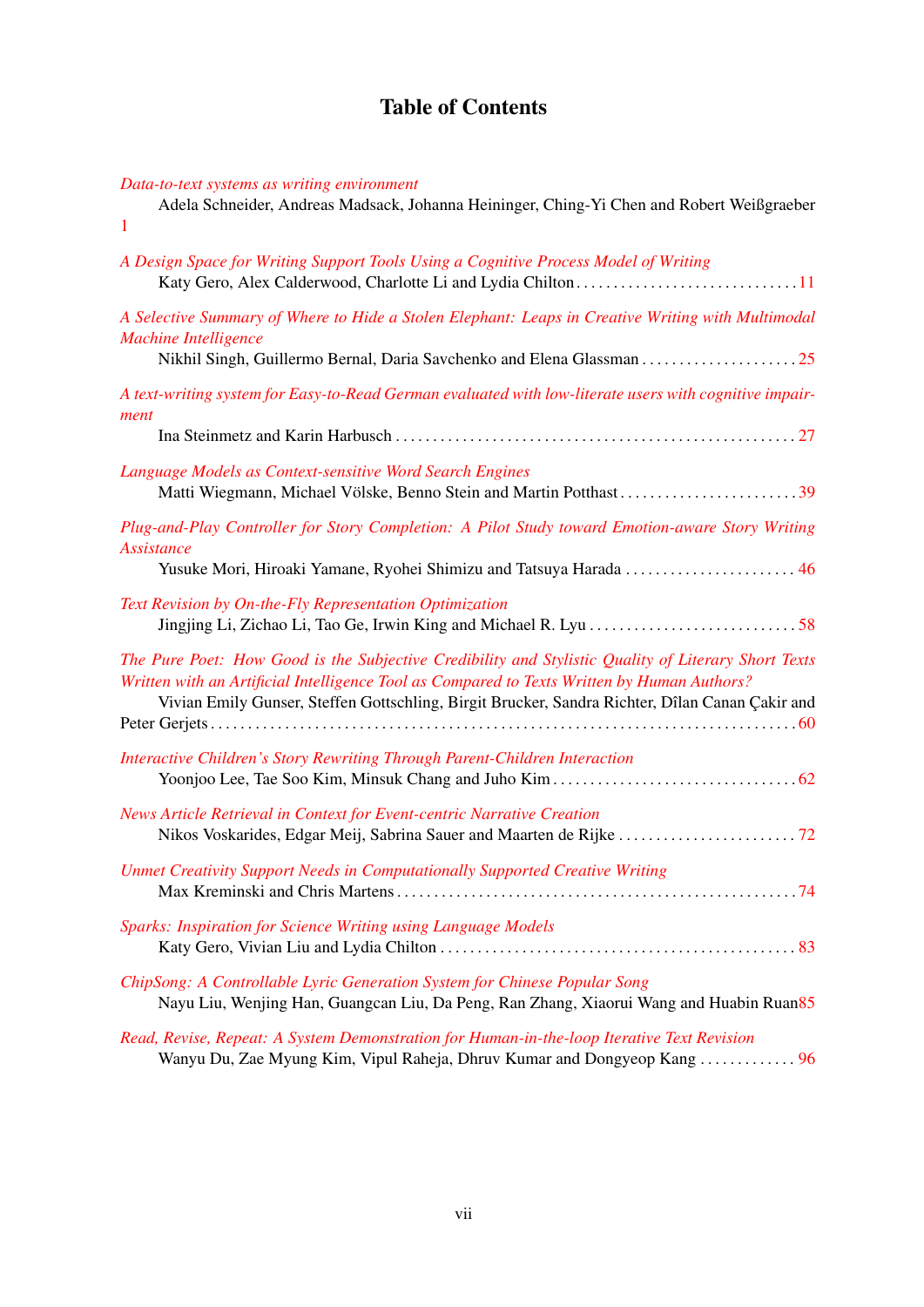# Table of Contents

*Data-to-text systems as writing environment*
Adela Schneider, Andreas Madsack, Johanna Heininger, Ching-Yi Chen and Robert Weißgraeber . . . 1

*A Design Space for Writing Support Tools Using a Cognitive Process Model of Writing*
Katy Gero, Alex Calderwood, Charlotte Li and Lydia Chilton . . . 11

*A Selective Summary of Where to Hide a Stolen Elephant: Leaps in Creative Writing with Multimodal Machine Intelligence*
Nikhil Singh, Guillermo Bernal, Daria Savchenko and Elena Glassman . . . 25

*A text-writing system for Easy-to-Read German evaluated with low-literate users with cognitive impairment*
Ina Steinmetz and Karin Harbusch . . . 27

*Language Models as Context-sensitive Word Search Engines*
Matti Wiegmann, Michael Völske, Benno Stein and Martin Potthast . . . 39

*Plug-and-Play Controller for Story Completion: A Pilot Study toward Emotion-aware Story Writing Assistance*
Yusuke Mori, Hiroaki Yamane, Ryohei Shimizu and Tatsuya Harada . . . 46

*Text Revision by On-the-Fly Representation Optimization*
Jingjing Li, Zichao Li, Tao Ge, Irwin King and Michael R. Lyu . . . 58

*The Pure Poet: How Good is the Subjective Credibility and Stylistic Quality of Literary Short Texts Written with an Artificial Intelligence Tool as Compared to Texts Written by Human Authors?*
Vivian Emily Gunser, Steffen Gottschling, Birgit Brucker, Sandra Richter, Dîlan Canan Çakir and Peter Gerjets . . . 60

*Interactive Children's Story Rewriting Through Parent-Children Interaction*
Yoonjoo Lee, Tae Soo Kim, Minsuk Chang and Juho Kim . . . 62

*News Article Retrieval in Context for Event-centric Narrative Creation*
Nikos Voskarides, Edgar Meij, Sabrina Sauer and Maarten de Rijke . . . 72

*Unmet Creativity Support Needs in Computationally Supported Creative Writing*
Max Kreminski and Chris Martens . . . 74

*Sparks: Inspiration for Science Writing using Language Models*
Katy Gero, Vivian Liu and Lydia Chilton . . . 83

*ChipSong: A Controllable Lyric Generation System for Chinese Popular Song*
Nayu Liu, Wenjing Han, Guangcan Liu, Da Peng, Ran Zhang, Xiaorui Wang and Huabin Ruan . . . 85

*Read, Revise, Repeat: A System Demonstration for Human-in-the-loop Iterative Text Revision*
Wanyu Du, Zae Myung Kim, Vipul Raheja, Dhruv Kumar and Dongyeop Kang . . . 96